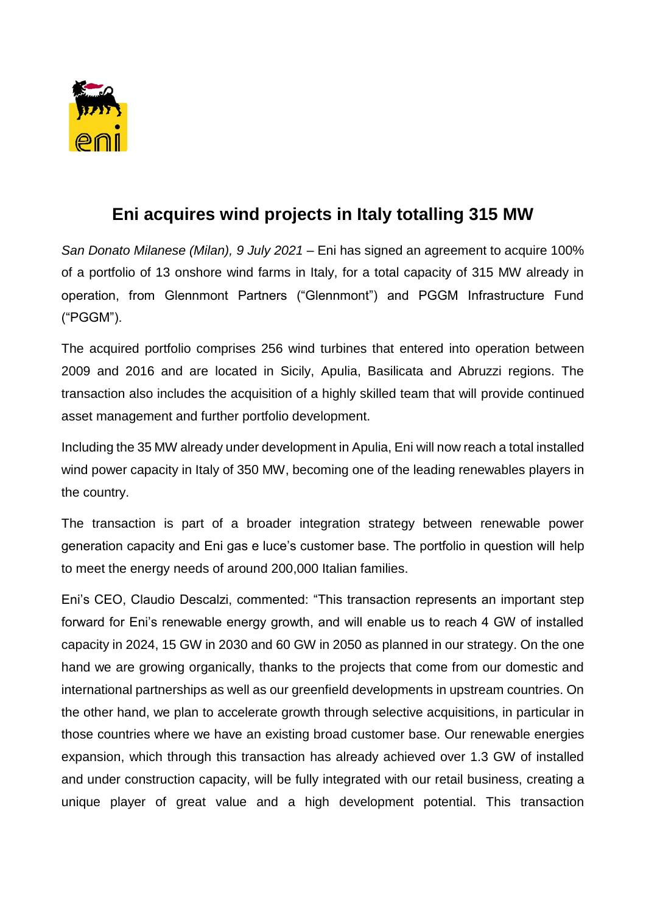# Eni acquires wind projects in Italy totalling 315 MW

*San Donato Milanese (Milan), 9 July 2021* – Eni has signed an agreement to acquire 100% of a portfolio of 13 onshore wind farms in Italy, for a total capacity of 315 MW already in operation, from Glennmont Partners ("Glennmont") and PGGM Infrastructure Fund ("PGGM").

The acquired portfolio comprises 256 wind turbines that entered into operation between 2009 and 2016 and are located in Sicily, Apulia, Basilicata and Abruzzi regions. The transaction also includes the acquisition of a highly skilled team that will provide continued asset management and further portfolio development.

Including the 35 MW already under development in Apulia, Eni will now reach a total installed wind power capacity in Italy of 350 MW, becoming one of the leading renewables players in the country.

The transaction is part of a broader integration strategy between renewable power generation capacity and Eni gas e luce's customer base. The portfolio in question will help to meet the energy needs of around 200,000 Italian families.

Eni's CEO, Claudio Descalzi, commented: "This transaction represents an important step forward for Eni's renewable energy growth, and will enable us to reach 4 GW of installed capacity in 2024, 15 GW in 2030 and 60 GW in 2050 as planned in our strategy. On the one hand we are growing organically, thanks to the projects that come from our domestic and international partnerships as well as our greenfield developments in upstream countries. On the other hand, we plan to accelerate growth through selective acquisitions, in particular in those countries where we have an existing broad customer base. Our renewable energies expansion, which through this transaction has already achieved over 1.3 GW of installed and under construction capacity, will be fully integrated with our retail business, creating a unique player of great value and a high development potential. This transaction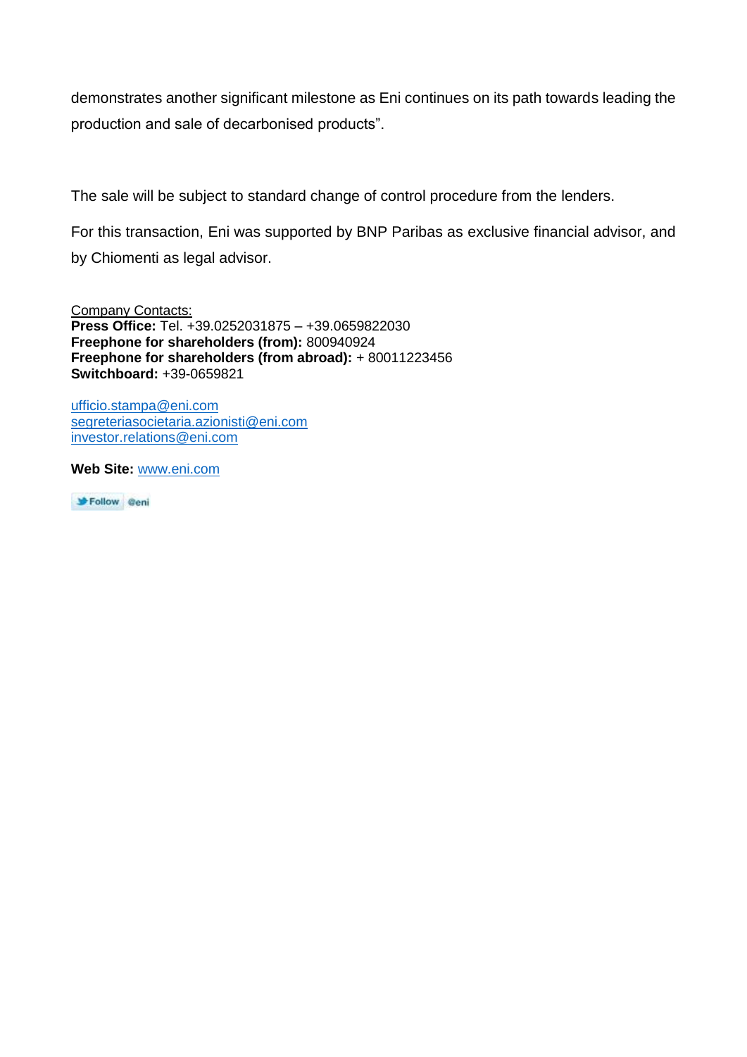demonstrates another significant milestone as Eni continues on its path towards leading the production and sale of decarbonised products".

The sale will be subject to standard change of control procedure from the lenders.

For this transaction, Eni was supported by BNP Paribas as exclusive financial advisor, and by Chiomenti as legal advisor.

Company Contacts:
**Press Office:** Tel. +39.0252031875 – +39.0659822030
**Freephone for shareholders (from):** 800940924
**Freephone for shareholders (from abroad):** + 80011223456
**Switchboard:** +39-0659821

ufficio.stampa@eni.com
segreteriasocietaria.azionisti@eni.com
investor.relations@eni.com

**Web Site:** www.eni.com

Follow @eni